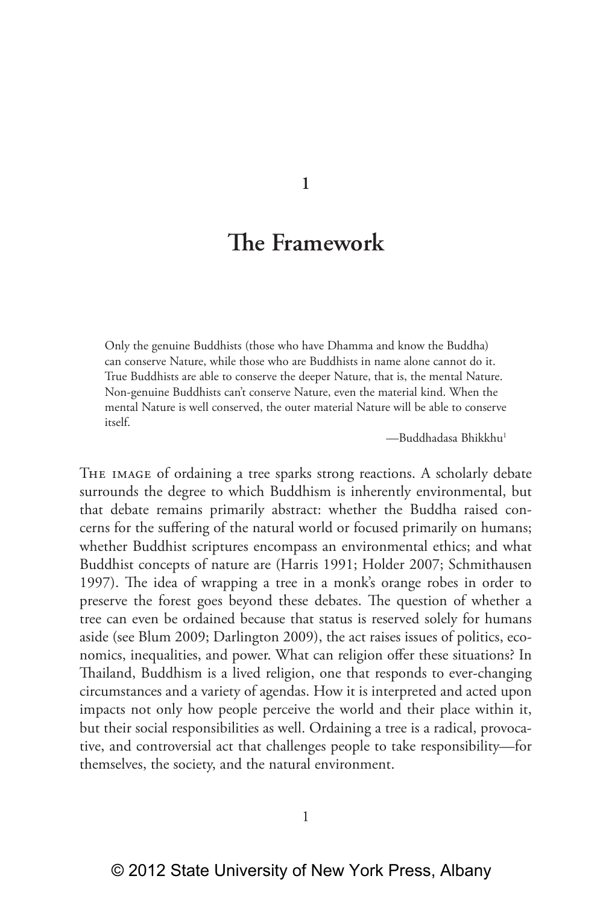# 1

# The Framework

> Only the genuine Buddhists (those who have Dhamma and know the Buddha) can conserve Nature, while those who are Buddhists in name alone cannot do it. True Buddhists are able to conserve the deeper Nature, that is, the mental Nature. Non-genuine Buddhists can't conserve Nature, even the material kind. When the mental Nature is well conserved, the outer material Nature will be able to conserve itself.
>
> —Buddhadasa Bhikkhu[1]

The image of ordaining a tree sparks strong reactions. A scholarly debate surrounds the degree to which Buddhism is inherently environmental, but that debate remains primarily abstract: whether the Buddha raised concerns for the suffering of the natural world or focused primarily on humans; whether Buddhist scriptures encompass an environmental ethics; and what Buddhist concepts of nature are (Harris 1991; Holder 2007; Schmithausen 1997). The idea of wrapping a tree in a monk's orange robes in order to preserve the forest goes beyond these debates. The question of whether a tree can even be ordained because that status is reserved solely for humans aside (see Blum 2009; Darlington 2009), the act raises issues of politics, economics, inequalities, and power. What can religion offer these situations? In Thailand, Buddhism is a lived religion, one that responds to ever-changing circumstances and a variety of agendas. How it is interpreted and acted upon impacts not only how people perceive the world and their place within it, but their social responsibilities as well. Ordaining a tree is a radical, provocative, and controversial act that challenges people to take responsibility—for themselves, the society, and the natural environment.

© 2012 State University of New York Press, Albany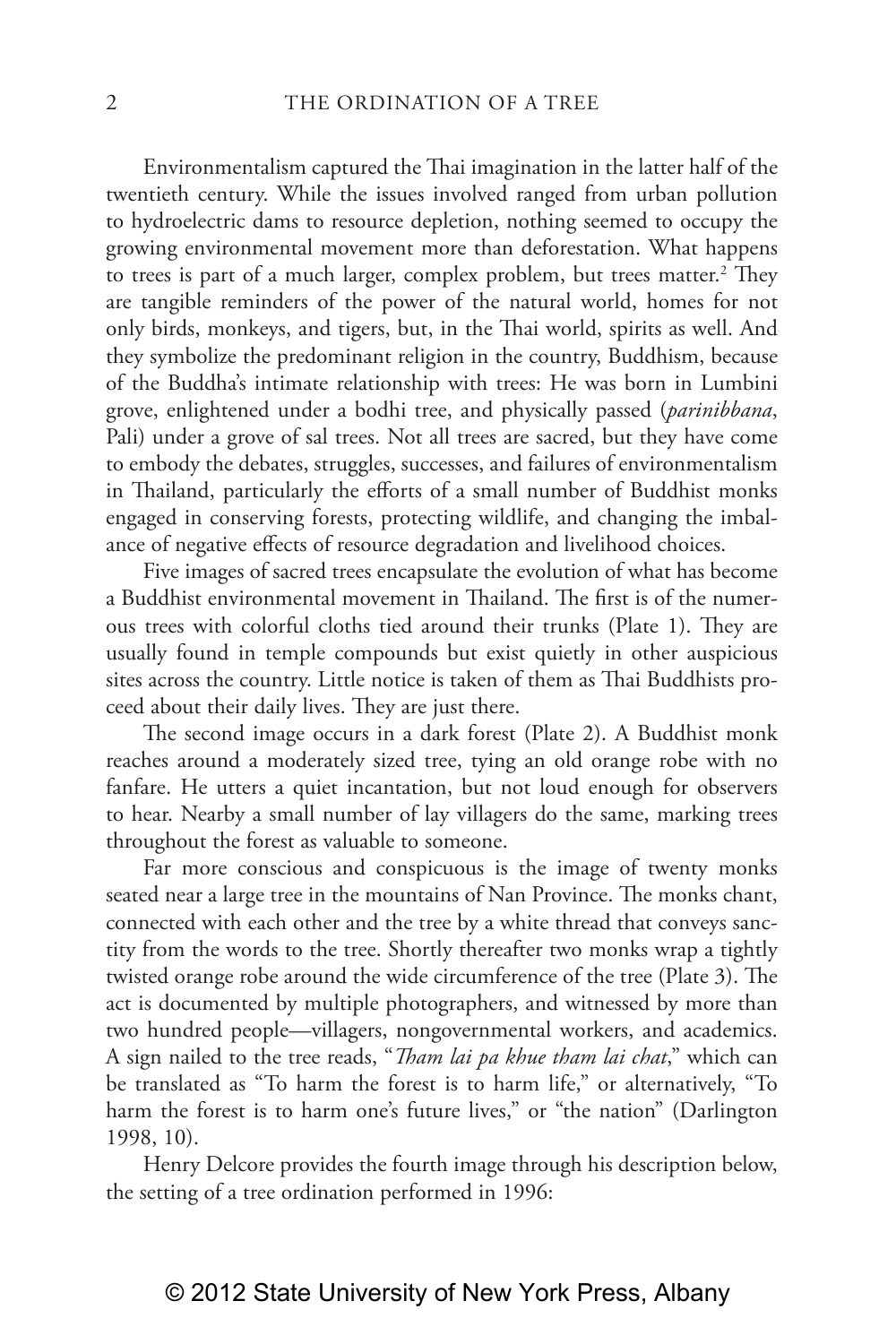Environmentalism captured the Thai imagination in the latter half of the twentieth century. While the issues involved ranged from urban pollution to hydroelectric dams to resource depletion, nothing seemed to occupy the growing environmental movement more than deforestation. What happens to trees is part of a much larger, complex problem, but trees matter.[2] They are tangible reminders of the power of the natural world, homes for not only birds, monkeys, and tigers, but, in the Thai world, spirits as well. And they symbolize the predominant religion in the country, Buddhism, because of the Buddha's intimate relationship with trees: He was born in Lumbini grove, enlightened under a bodhi tree, and physically passed (*parinibbana*, Pali) under a grove of sal trees. Not all trees are sacred, but they have come to embody the debates, struggles, successes, and failures of environmentalism in Thailand, particularly the efforts of a small number of Buddhist monks engaged in conserving forests, protecting wildlife, and changing the imbalance of negative effects of resource degradation and livelihood choices.

Five images of sacred trees encapsulate the evolution of what has become a Buddhist environmental movement in Thailand. The first is of the numerous trees with colorful cloths tied around their trunks (Plate 1). They are usually found in temple compounds but exist quietly in other auspicious sites across the country. Little notice is taken of them as Thai Buddhists proceed about their daily lives. They are just there.

The second image occurs in a dark forest (Plate 2). A Buddhist monk reaches around a moderately sized tree, tying an old orange robe with no fanfare. He utters a quiet incantation, but not loud enough for observers to hear. Nearby a small number of lay villagers do the same, marking trees throughout the forest as valuable to someone.

Far more conscious and conspicuous is the image of twenty monks seated near a large tree in the mountains of Nan Province. The monks chant, connected with each other and the tree by a white thread that conveys sanctity from the words to the tree. Shortly thereafter two monks wrap a tightly twisted orange robe around the wide circumference of the tree (Plate 3). The act is documented by multiple photographers, and witnessed by more than two hundred people—villagers, nongovernmental workers, and academics. A sign nailed to the tree reads, "*Tham lai pa khue tham lai chat*," which can be translated as "To harm the forest is to harm life," or alternatively, "To harm the forest is to harm one's future lives," or "the nation" (Darlington 1998, 10).

Henry Delcore provides the fourth image through his description below, the setting of a tree ordination performed in 1996: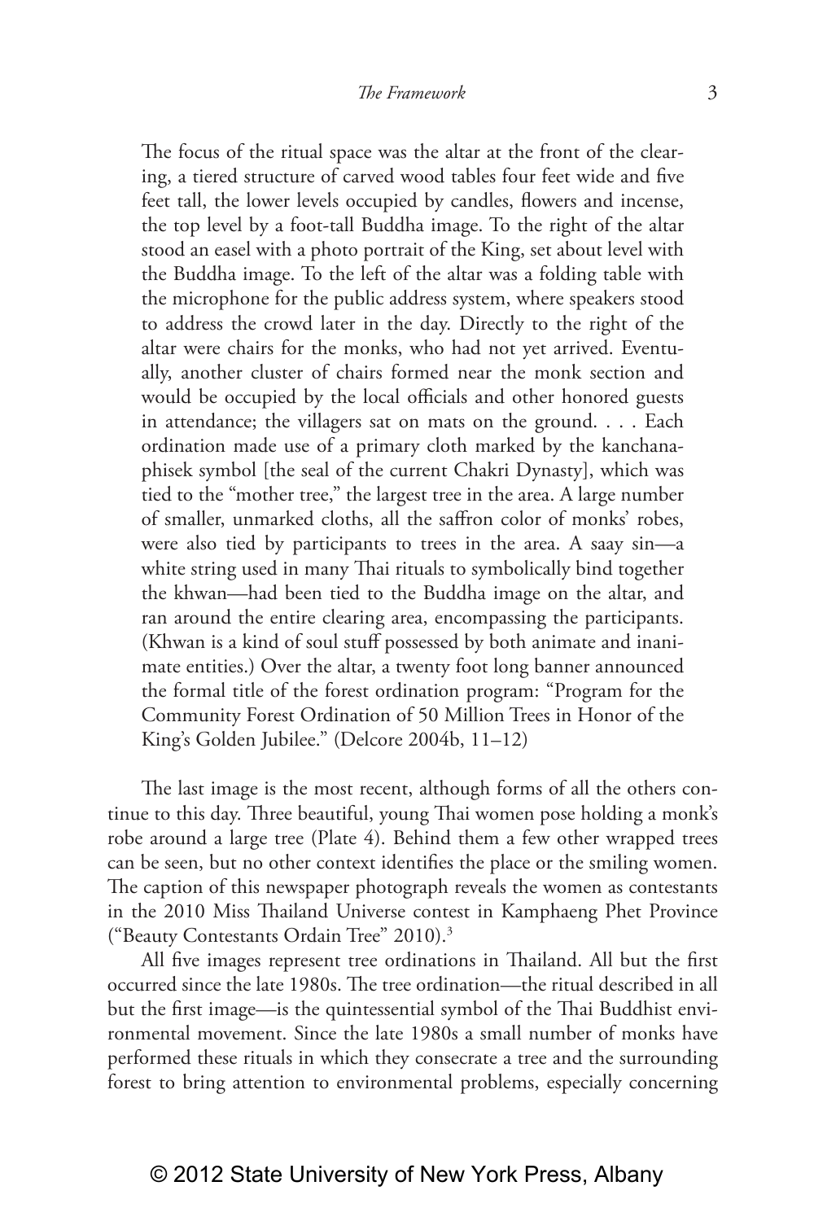> The focus of the ritual space was the altar at the front of the clearing, a tiered structure of carved wood tables four feet wide and five feet tall, the lower levels occupied by candles, flowers and incense, the top level by a foot-tall Buddha image. To the right of the altar stood an easel with a photo portrait of the King, set about level with the Buddha image. To the left of the altar was a folding table with the microphone for the public address system, where speakers stood to address the crowd later in the day. Directly to the right of the altar were chairs for the monks, who had not yet arrived. Eventually, another cluster of chairs formed near the monk section and would be occupied by the local officials and other honored guests in attendance; the villagers sat on mats on the ground. . . . Each ordination made use of a primary cloth marked by the kanchanaphisek symbol [the seal of the current Chakri Dynasty], which was tied to the "mother tree," the largest tree in the area. A large number of smaller, unmarked cloths, all the saffron color of monks' robes, were also tied by participants to trees in the area. A saay sin—a white string used in many Thai rituals to symbolically bind together the khwan—had been tied to the Buddha image on the altar, and ran around the entire clearing area, encompassing the participants. (Khwan is a kind of soul stuff possessed by both animate and inanimate entities.) Over the altar, a twenty foot long banner announced the formal title of the forest ordination program: "Program for the Community Forest Ordination of 50 Million Trees in Honor of the King's Golden Jubilee." (Delcore 2004b, 11–12)

The last image is the most recent, although forms of all the others continue to this day. Three beautiful, young Thai women pose holding a monk's robe around a large tree (Plate 4). Behind them a few other wrapped trees can be seen, but no other context identifies the place or the smiling women. The caption of this newspaper photograph reveals the women as contestants in the 2010 Miss Thailand Universe contest in Kamphaeng Phet Province ("Beauty Contestants Ordain Tree" 2010).[3]

All five images represent tree ordinations in Thailand. All but the first occurred since the late 1980s. The tree ordination—the ritual described in all but the first image—is the quintessential symbol of the Thai Buddhist environmental movement. Since the late 1980s a small number of monks have performed these rituals in which they consecrate a tree and the surrounding forest to bring attention to environmental problems, especially concerning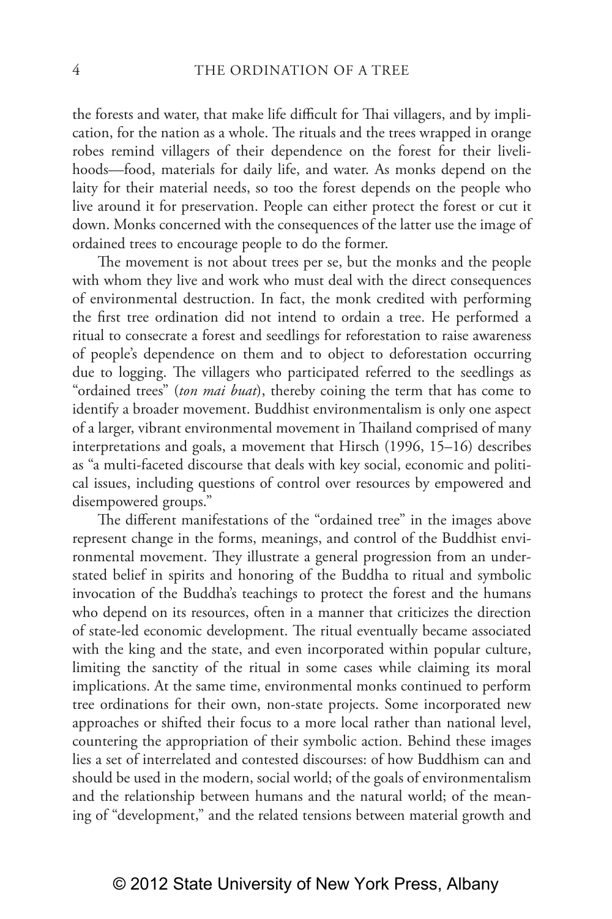the forests and water, that make life difficult for Thai villagers, and by implication, for the nation as a whole. The rituals and the trees wrapped in orange robes remind villagers of their dependence on the forest for their livelihoods—food, materials for daily life, and water. As monks depend on the laity for their material needs, so too the forest depends on the people who live around it for preservation. People can either protect the forest or cut it down. Monks concerned with the consequences of the latter use the image of ordained trees to encourage people to do the former.

The movement is not about trees per se, but the monks and the people with whom they live and work who must deal with the direct consequences of environmental destruction. In fact, the monk credited with performing the first tree ordination did not intend to ordain a tree. He performed a ritual to consecrate a forest and seedlings for reforestation to raise awareness of people's dependence on them and to object to deforestation occurring due to logging. The villagers who participated referred to the seedlings as "ordained trees" (*ton mai buat*), thereby coining the term that has come to identify a broader movement. Buddhist environmentalism is only one aspect of a larger, vibrant environmental movement in Thailand comprised of many interpretations and goals, a movement that Hirsch (1996, 15–16) describes as "a multi-faceted discourse that deals with key social, economic and political issues, including questions of control over resources by empowered and disempowered groups."

The different manifestations of the "ordained tree" in the images above represent change in the forms, meanings, and control of the Buddhist environmental movement. They illustrate a general progression from an understated belief in spirits and honoring of the Buddha to ritual and symbolic invocation of the Buddha's teachings to protect the forest and the humans who depend on its resources, often in a manner that criticizes the direction of state-led economic development. The ritual eventually became associated with the king and the state, and even incorporated within popular culture, limiting the sanctity of the ritual in some cases while claiming its moral implications. At the same time, environmental monks continued to perform tree ordinations for their own, non-state projects. Some incorporated new approaches or shifted their focus to a more local rather than national level, countering the appropriation of their symbolic action. Behind these images lies a set of interrelated and contested discourses: of how Buddhism can and should be used in the modern, social world; of the goals of environmentalism and the relationship between humans and the natural world; of the meaning of "development," and the related tensions between material growth and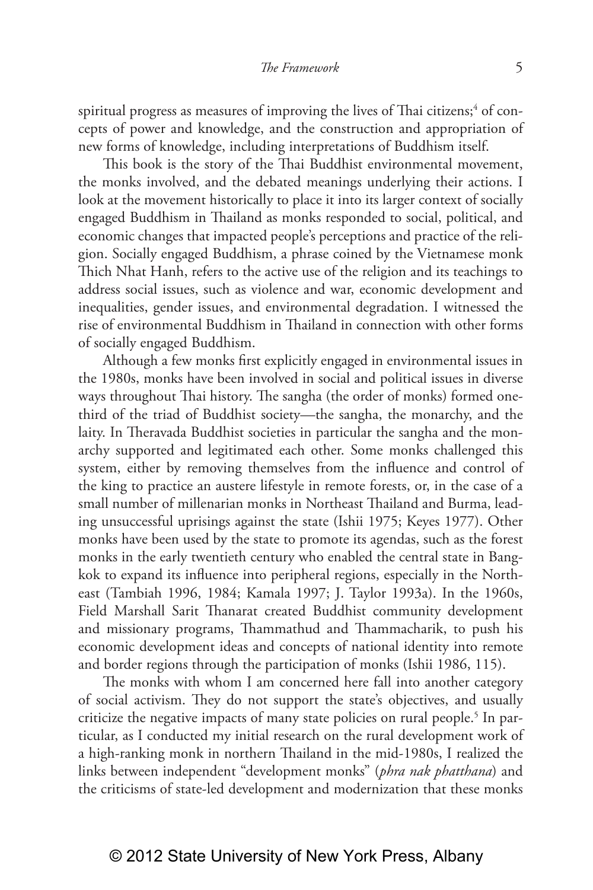spiritual progress as measures of improving the lives of Thai citizens;[4] of concepts of power and knowledge, and the construction and appropriation of new forms of knowledge, including interpretations of Buddhism itself.

This book is the story of the Thai Buddhist environmental movement, the monks involved, and the debated meanings underlying their actions. I look at the movement historically to place it into its larger context of socially engaged Buddhism in Thailand as monks responded to social, political, and economic changes that impacted people's perceptions and practice of the religion. Socially engaged Buddhism, a phrase coined by the Vietnamese monk Thich Nhat Hanh, refers to the active use of the religion and its teachings to address social issues, such as violence and war, economic development and inequalities, gender issues, and environmental degradation. I witnessed the rise of environmental Buddhism in Thailand in connection with other forms of socially engaged Buddhism.

Although a few monks first explicitly engaged in environmental issues in the 1980s, monks have been involved in social and political issues in diverse ways throughout Thai history. The sangha (the order of monks) formed one-third of the triad of Buddhist society—the sangha, the monarchy, and the laity. In Theravada Buddhist societies in particular the sangha and the monarchy supported and legitimated each other. Some monks challenged this system, either by removing themselves from the influence and control of the king to practice an austere lifestyle in remote forests, or, in the case of a small number of millenarian monks in Northeast Thailand and Burma, leading unsuccessful uprisings against the state (Ishii 1975; Keyes 1977). Other monks have been used by the state to promote its agendas, such as the forest monks in the early twentieth century who enabled the central state in Bangkok to expand its influence into peripheral regions, especially in the Northeast (Tambiah 1996, 1984; Kamala 1997; J. Taylor 1993a). In the 1960s, Field Marshall Sarit Thanarat created Buddhist community development and missionary programs, Thammathud and Thammacharik, to push his economic development ideas and concepts of national identity into remote and border regions through the participation of monks (Ishii 1986, 115).

The monks with whom I am concerned here fall into another category of social activism. They do not support the state's objectives, and usually criticize the negative impacts of many state policies on rural people.[5] In particular, as I conducted my initial research on the rural development work of a high-ranking monk in northern Thailand in the mid-1980s, I realized the links between independent "development monks" (*phra nak phatthana*) and the criticisms of state-led development and modernization that these monks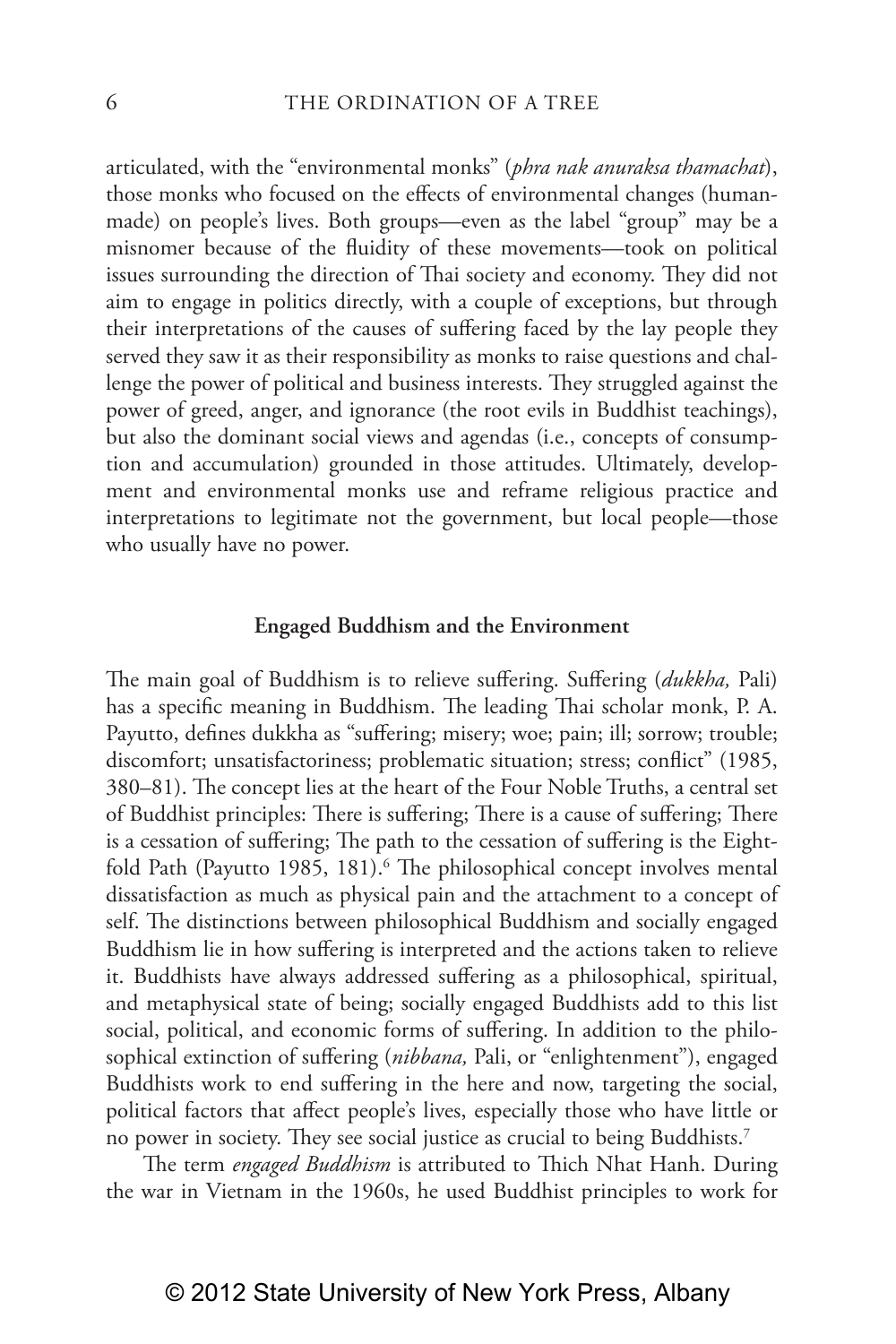articulated, with the "environmental monks" (*phra nak anuraksa thamachat*), those monks who focused on the effects of environmental changes (human-made) on people's lives. Both groups—even as the label "group" may be a misnomer because of the fluidity of these movements—took on political issues surrounding the direction of Thai society and economy. They did not aim to engage in politics directly, with a couple of exceptions, but through their interpretations of the causes of suffering faced by the lay people they served they saw it as their responsibility as monks to raise questions and challenge the power of political and business interests. They struggled against the power of greed, anger, and ignorance (the root evils in Buddhist teachings), but also the dominant social views and agendas (i.e., concepts of consumption and accumulation) grounded in those attitudes. Ultimately, development and environmental monks use and reframe religious practice and interpretations to legitimate not the government, but local people—those who usually have no power.

### Engaged Buddhism and the Environment

The main goal of Buddhism is to relieve suffering. Suffering (*dukkha,* Pali) has a specific meaning in Buddhism. The leading Thai scholar monk, P. A. Payutto, defines dukkha as "suffering; misery; woe; pain; ill; sorrow; trouble; discomfort; unsatisfactoriness; problematic situation; stress; conflict" (1985, 380–81). The concept lies at the heart of the Four Noble Truths, a central set of Buddhist principles: There is suffering; There is a cause of suffering; There is a cessation of suffering; The path to the cessation of suffering is the Eightfold Path (Payutto 1985, 181).[6] The philosophical concept involves mental dissatisfaction as much as physical pain and the attachment to a concept of self. The distinctions between philosophical Buddhism and socially engaged Buddhism lie in how suffering is interpreted and the actions taken to relieve it. Buddhists have always addressed suffering as a philosophical, spiritual, and metaphysical state of being; socially engaged Buddhists add to this list social, political, and economic forms of suffering. In addition to the philosophical extinction of suffering (*nibbana,* Pali, or "enlightenment"), engaged Buddhists work to end suffering in the here and now, targeting the social, political factors that affect people's lives, especially those who have little or no power in society. They see social justice as crucial to being Buddhists.[7]

The term *engaged Buddhism* is attributed to Thich Nhat Hanh. During the war in Vietnam in the 1960s, he used Buddhist principles to work for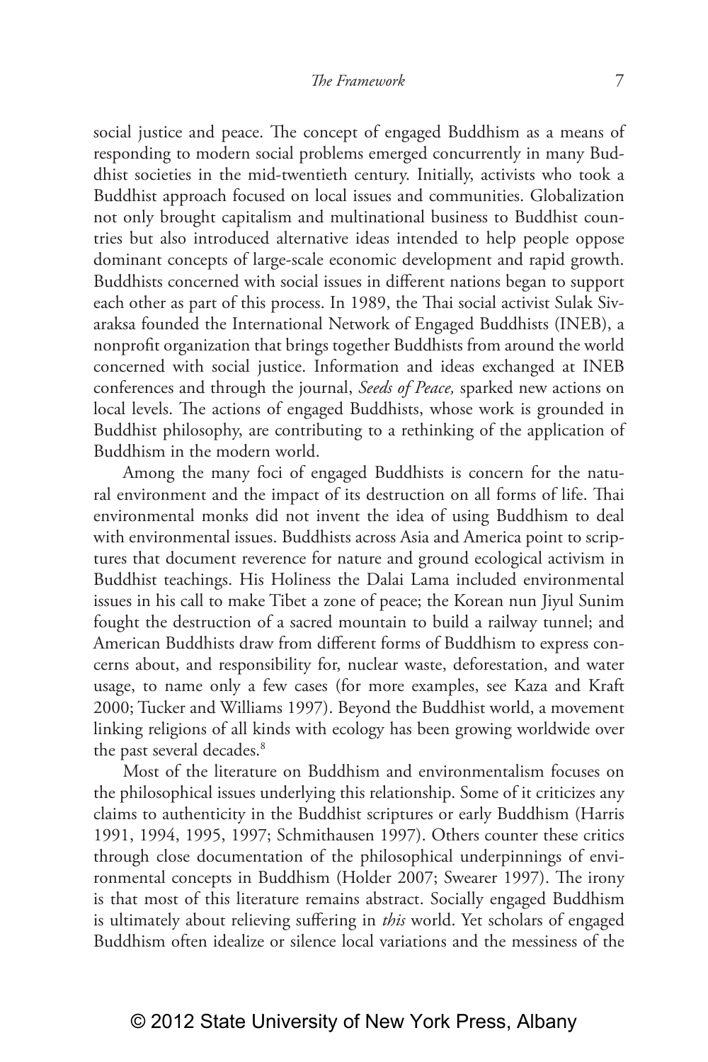social justice and peace. The concept of engaged Buddhism as a means of responding to modern social problems emerged concurrently in many Buddhist societies in the mid-twentieth century. Initially, activists who took a Buddhist approach focused on local issues and communities. Globalization not only brought capitalism and multinational business to Buddhist countries but also introduced alternative ideas intended to help people oppose dominant concepts of large-scale economic development and rapid growth. Buddhists concerned with social issues in different nations began to support each other as part of this process. In 1989, the Thai social activist Sulak Sivaraksa founded the International Network of Engaged Buddhists (INEB), a nonprofit organization that brings together Buddhists from around the world concerned with social justice. Information and ideas exchanged at INEB conferences and through the journal, *Seeds of Peace,* sparked new actions on local levels. The actions of engaged Buddhists, whose work is grounded in Buddhist philosophy, are contributing to a rethinking of the application of Buddhism in the modern world.

Among the many foci of engaged Buddhists is concern for the natural environment and the impact of its destruction on all forms of life. Thai environmental monks did not invent the idea of using Buddhism to deal with environmental issues. Buddhists across Asia and America point to scriptures that document reverence for nature and ground ecological activism in Buddhist teachings. His Holiness the Dalai Lama included environmental issues in his call to make Tibet a zone of peace; the Korean nun Jiyul Sunim fought the destruction of a sacred mountain to build a railway tunnel; and American Buddhists draw from different forms of Buddhism to express concerns about, and responsibility for, nuclear waste, deforestation, and water usage, to name only a few cases (for more examples, see Kaza and Kraft 2000; Tucker and Williams 1997). Beyond the Buddhist world, a movement linking religions of all kinds with ecology has been growing worldwide over the past several decades.[8]

Most of the literature on Buddhism and environmentalism focuses on the philosophical issues underlying this relationship. Some of it criticizes any claims to authenticity in the Buddhist scriptures or early Buddhism (Harris 1991, 1994, 1995, 1997; Schmithausen 1997). Others counter these critics through close documentation of the philosophical underpinnings of environmental concepts in Buddhism (Holder 2007; Swearer 1997). The irony is that most of this literature remains abstract. Socially engaged Buddhism is ultimately about relieving suffering in *this* world. Yet scholars of engaged Buddhism often idealize or silence local variations and the messiness of the

© 2012 State University of New York Press, Albany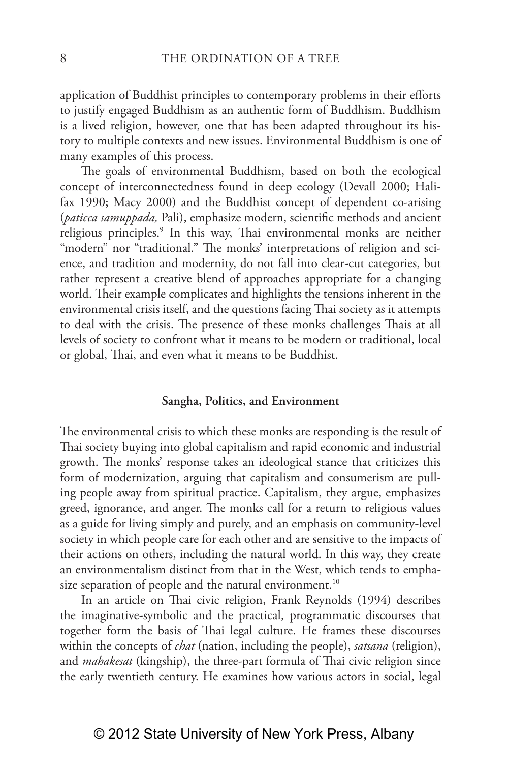application of Buddhist principles to contemporary problems in their efforts to justify engaged Buddhism as an authentic form of Buddhism. Buddhism is a lived religion, however, one that has been adapted throughout its history to multiple contexts and new issues. Environmental Buddhism is one of many examples of this process.

The goals of environmental Buddhism, based on both the ecological concept of interconnectedness found in deep ecology (Devall 2000; Halifax 1990; Macy 2000) and the Buddhist concept of dependent co-arising (*paticca samuppada,* Pali), emphasize modern, scientific methods and ancient religious principles.[9] In this way, Thai environmental monks are neither "modern" nor "traditional." The monks' interpretations of religion and science, and tradition and modernity, do not fall into clear-cut categories, but rather represent a creative blend of approaches appropriate for a changing world. Their example complicates and highlights the tensions inherent in the environmental crisis itself, and the questions facing Thai society as it attempts to deal with the crisis. The presence of these monks challenges Thais at all levels of society to confront what it means to be modern or traditional, local or global, Thai, and even what it means to be Buddhist.

## Sangha, Politics, and Environment

The environmental crisis to which these monks are responding is the result of Thai society buying into global capitalism and rapid economic and industrial growth. The monks' response takes an ideological stance that criticizes this form of modernization, arguing that capitalism and consumerism are pulling people away from spiritual practice. Capitalism, they argue, emphasizes greed, ignorance, and anger. The monks call for a return to religious values as a guide for living simply and purely, and an emphasis on community-level society in which people care for each other and are sensitive to the impacts of their actions on others, including the natural world. In this way, they create an environmentalism distinct from that in the West, which tends to emphasize separation of people and the natural environment.[10]

In an article on Thai civic religion, Frank Reynolds (1994) describes the imaginative-symbolic and the practical, programmatic discourses that together form the basis of Thai legal culture. He frames these discourses within the concepts of *chat* (nation, including the people), *satsana* (religion), and *mahakesat* (kingship), the three-part formula of Thai civic religion since the early twentieth century. He examines how various actors in social, legal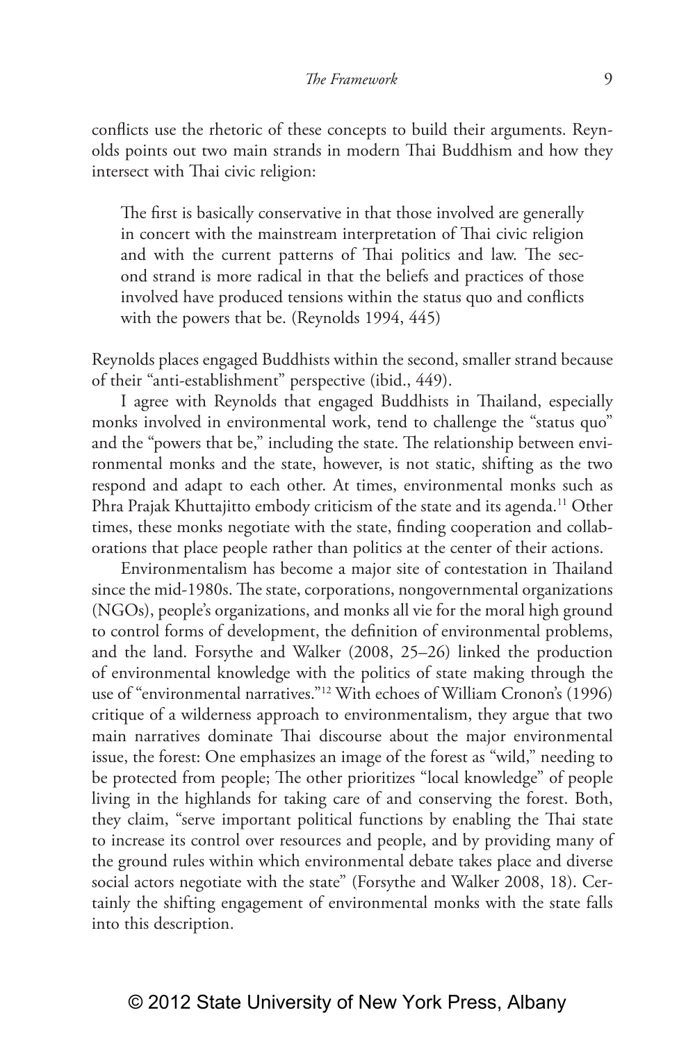conflicts use the rhetoric of these concepts to build their arguments. Reynolds points out two main strands in modern Thai Buddhism and how they intersect with Thai civic religion:

> The first is basically conservative in that those involved are generally in concert with the mainstream interpretation of Thai civic religion and with the current patterns of Thai politics and law. The second strand is more radical in that the beliefs and practices of those involved have produced tensions within the status quo and conflicts with the powers that be. (Reynolds 1994, 445)

Reynolds places engaged Buddhists within the second, smaller strand because of their "anti-establishment" perspective (ibid., 449).

I agree with Reynolds that engaged Buddhists in Thailand, especially monks involved in environmental work, tend to challenge the "status quo" and the "powers that be," including the state. The relationship between environmental monks and the state, however, is not static, shifting as the two respond and adapt to each other. At times, environmental monks such as Phra Prajak Khuttajitto embody criticism of the state and its agenda.[11] Other times, these monks negotiate with the state, finding cooperation and collaborations that place people rather than politics at the center of their actions.

Environmentalism has become a major site of contestation in Thailand since the mid-1980s. The state, corporations, nongovernmental organizations (NGOs), people's organizations, and monks all vie for the moral high ground to control forms of development, the definition of environmental problems, and the land. Forsythe and Walker (2008, 25–26) linked the production of environmental knowledge with the politics of state making through the use of "environmental narratives."[12] With echoes of William Cronon's (1996) critique of a wilderness approach to environmentalism, they argue that two main narratives dominate Thai discourse about the major environmental issue, the forest: One emphasizes an image of the forest as "wild," needing to be protected from people; The other prioritizes "local knowledge" of people living in the highlands for taking care of and conserving the forest. Both, they claim, "serve important political functions by enabling the Thai state to increase its control over resources and people, and by providing many of the ground rules within which environmental debate takes place and diverse social actors negotiate with the state" (Forsythe and Walker 2008, 18). Certainly the shifting engagement of environmental monks with the state falls into this description.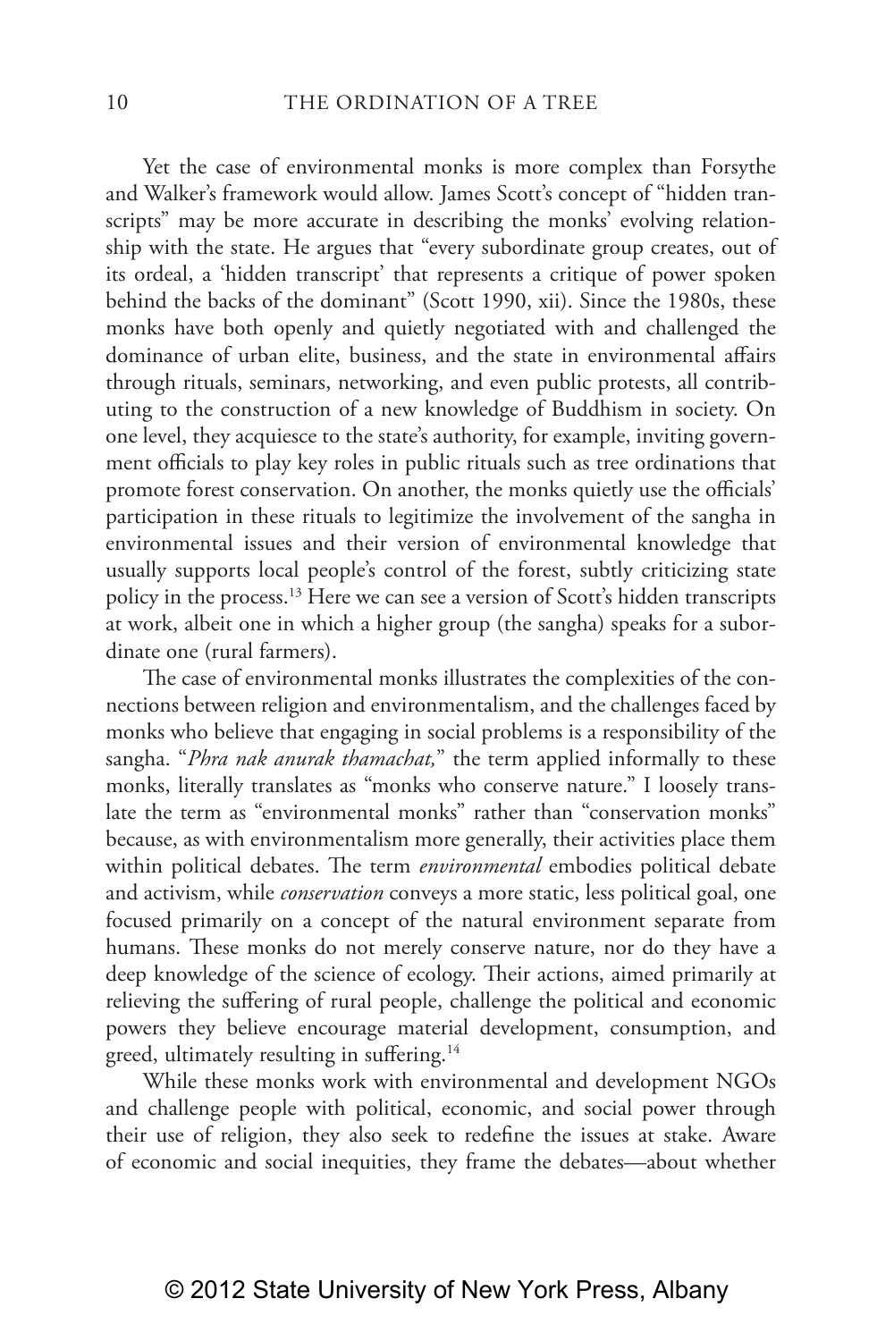Yet the case of environmental monks is more complex than Forsythe and Walker's framework would allow. James Scott's concept of "hidden transcripts" may be more accurate in describing the monks' evolving relationship with the state. He argues that "every subordinate group creates, out of its ordeal, a 'hidden transcript' that represents a critique of power spoken behind the backs of the dominant" (Scott 1990, xii). Since the 1980s, these monks have both openly and quietly negotiated with and challenged the dominance of urban elite, business, and the state in environmental affairs through rituals, seminars, networking, and even public protests, all contributing to the construction of a new knowledge of Buddhism in society. On one level, they acquiesce to the state's authority, for example, inviting government officials to play key roles in public rituals such as tree ordinations that promote forest conservation. On another, the monks quietly use the officials' participation in these rituals to legitimize the involvement of the sangha in environmental issues and their version of environmental knowledge that usually supports local people's control of the forest, subtly criticizing state policy in the process.[13] Here we can see a version of Scott's hidden transcripts at work, albeit one in which a higher group (the sangha) speaks for a subordinate one (rural farmers).

The case of environmental monks illustrates the complexities of the connections between religion and environmentalism, and the challenges faced by monks who believe that engaging in social problems is a responsibility of the sangha. "*Phra nak anurak thamachat,*" the term applied informally to these monks, literally translates as "monks who conserve nature." I loosely translate the term as "environmental monks" rather than "conservation monks" because, as with environmentalism more generally, their activities place them within political debates. The term *environmental* embodies political debate and activism, while *conservation* conveys a more static, less political goal, one focused primarily on a concept of the natural environment separate from humans. These monks do not merely conserve nature, nor do they have a deep knowledge of the science of ecology. Their actions, aimed primarily at relieving the suffering of rural people, challenge the political and economic powers they believe encourage material development, consumption, and greed, ultimately resulting in suffering.[14]

While these monks work with environmental and development NGOs and challenge people with political, economic, and social power through their use of religion, they also seek to redefine the issues at stake. Aware of economic and social inequities, they frame the debates—about whether

© 2012 State University of New York Press, Albany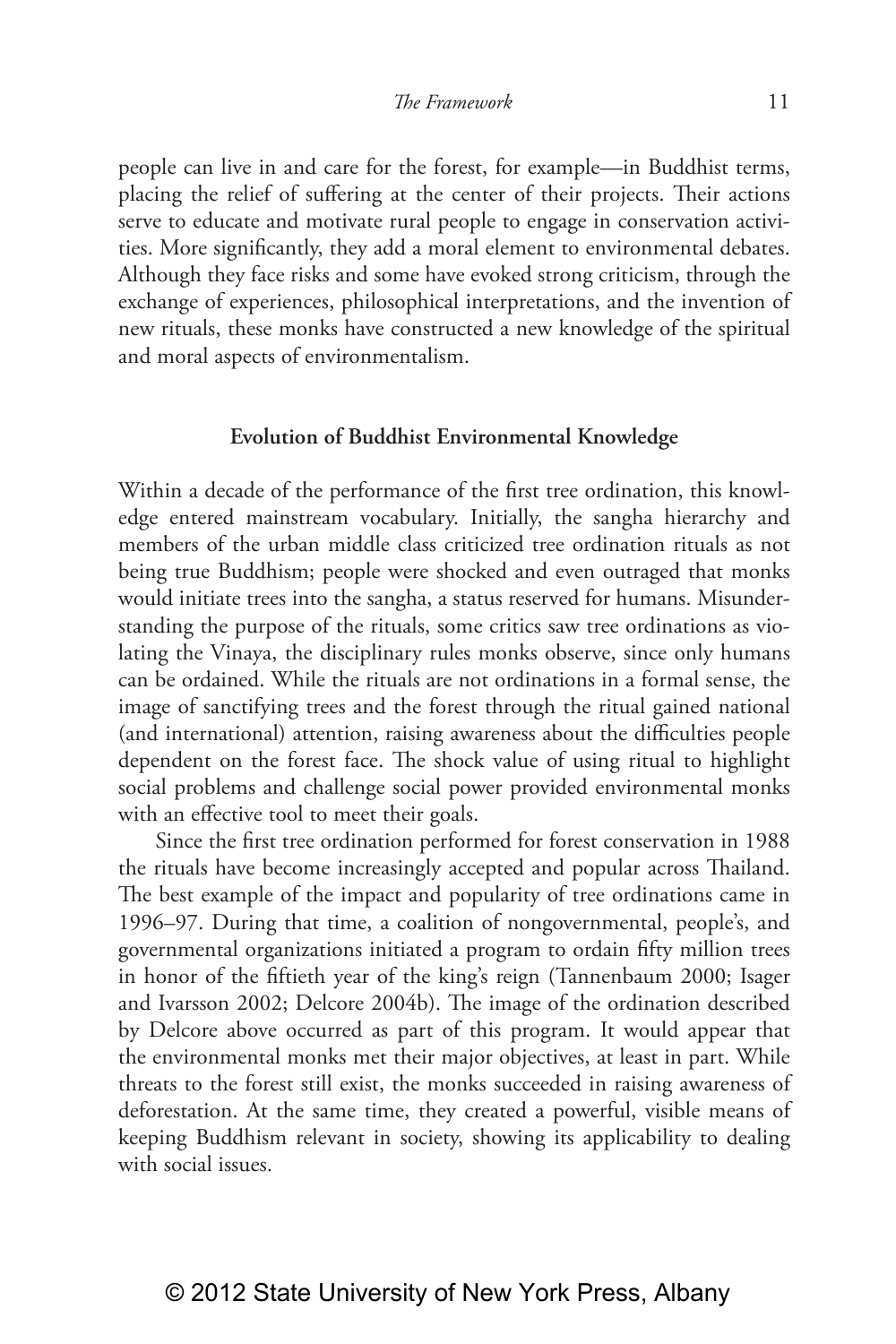people can live in and care for the forest, for example—in Buddhist terms, placing the relief of suffering at the center of their projects. Their actions serve to educate and motivate rural people to engage in conservation activities. More significantly, they add a moral element to environmental debates. Although they face risks and some have evoked strong criticism, through the exchange of experiences, philosophical interpretations, and the invention of new rituals, these monks have constructed a new knowledge of the spiritual and moral aspects of environmentalism.

## Evolution of Buddhist Environmental Knowledge

Within a decade of the performance of the first tree ordination, this knowledge entered mainstream vocabulary. Initially, the sangha hierarchy and members of the urban middle class criticized tree ordination rituals as not being true Buddhism; people were shocked and even outraged that monks would initiate trees into the sangha, a status reserved for humans. Misunderstanding the purpose of the rituals, some critics saw tree ordinations as violating the Vinaya, the disciplinary rules monks observe, since only humans can be ordained. While the rituals are not ordinations in a formal sense, the image of sanctifying trees and the forest through the ritual gained national (and international) attention, raising awareness about the difficulties people dependent on the forest face. The shock value of using ritual to highlight social problems and challenge social power provided environmental monks with an effective tool to meet their goals.

Since the first tree ordination performed for forest conservation in 1988 the rituals have become increasingly accepted and popular across Thailand. The best example of the impact and popularity of tree ordinations came in 1996–97. During that time, a coalition of nongovernmental, people's, and governmental organizations initiated a program to ordain fifty million trees in honor of the fiftieth year of the king's reign (Tannenbaum 2000; Isager and Ivarsson 2002; Delcore 2004b). The image of the ordination described by Delcore above occurred as part of this program. It would appear that the environmental monks met their major objectives, at least in part. While threats to the forest still exist, the monks succeeded in raising awareness of deforestation. At the same time, they created a powerful, visible means of keeping Buddhism relevant in society, showing its applicability to dealing with social issues.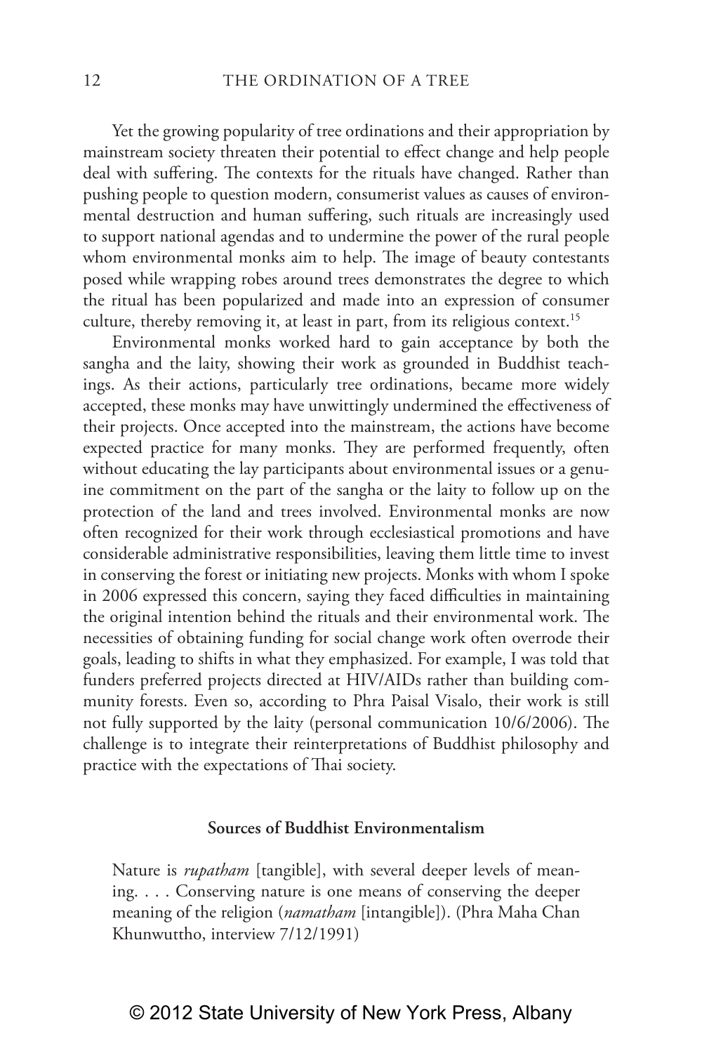Yet the growing popularity of tree ordinations and their appropriation by mainstream society threaten their potential to effect change and help people deal with suffering. The contexts for the rituals have changed. Rather than pushing people to question modern, consumerist values as causes of environmental destruction and human suffering, such rituals are increasingly used to support national agendas and to undermine the power of the rural people whom environmental monks aim to help. The image of beauty contestants posed while wrapping robes around trees demonstrates the degree to which the ritual has been popularized and made into an expression of consumer culture, thereby removing it, at least in part, from its religious context.[15]

Environmental monks worked hard to gain acceptance by both the sangha and the laity, showing their work as grounded in Buddhist teachings. As their actions, particularly tree ordinations, became more widely accepted, these monks may have unwittingly undermined the effectiveness of their projects. Once accepted into the mainstream, the actions have become expected practice for many monks. They are performed frequently, often without educating the lay participants about environmental issues or a genuine commitment on the part of the sangha or the laity to follow up on the protection of the land and trees involved. Environmental monks are now often recognized for their work through ecclesiastical promotions and have considerable administrative responsibilities, leaving them little time to invest in conserving the forest or initiating new projects. Monks with whom I spoke in 2006 expressed this concern, saying they faced difficulties in maintaining the original intention behind the rituals and their environmental work. The necessities of obtaining funding for social change work often overrode their goals, leading to shifts in what they emphasized. For example, I was told that funders preferred projects directed at HIV/AIDs rather than building community forests. Even so, according to Phra Paisal Visalo, their work is still not fully supported by the laity (personal communication 10/6/2006). The challenge is to integrate their reinterpretations of Buddhist philosophy and practice with the expectations of Thai society.

## Sources of Buddhist Environmentalism

> Nature is *rupatham* [tangible], with several deeper levels of meaning. . . . Conserving nature is one means of conserving the deeper meaning of the religion (*namatham* [intangible]). (Phra Maha Chan Khunwuttho, interview 7/12/1991)

© 2012 State University of New York Press, Albany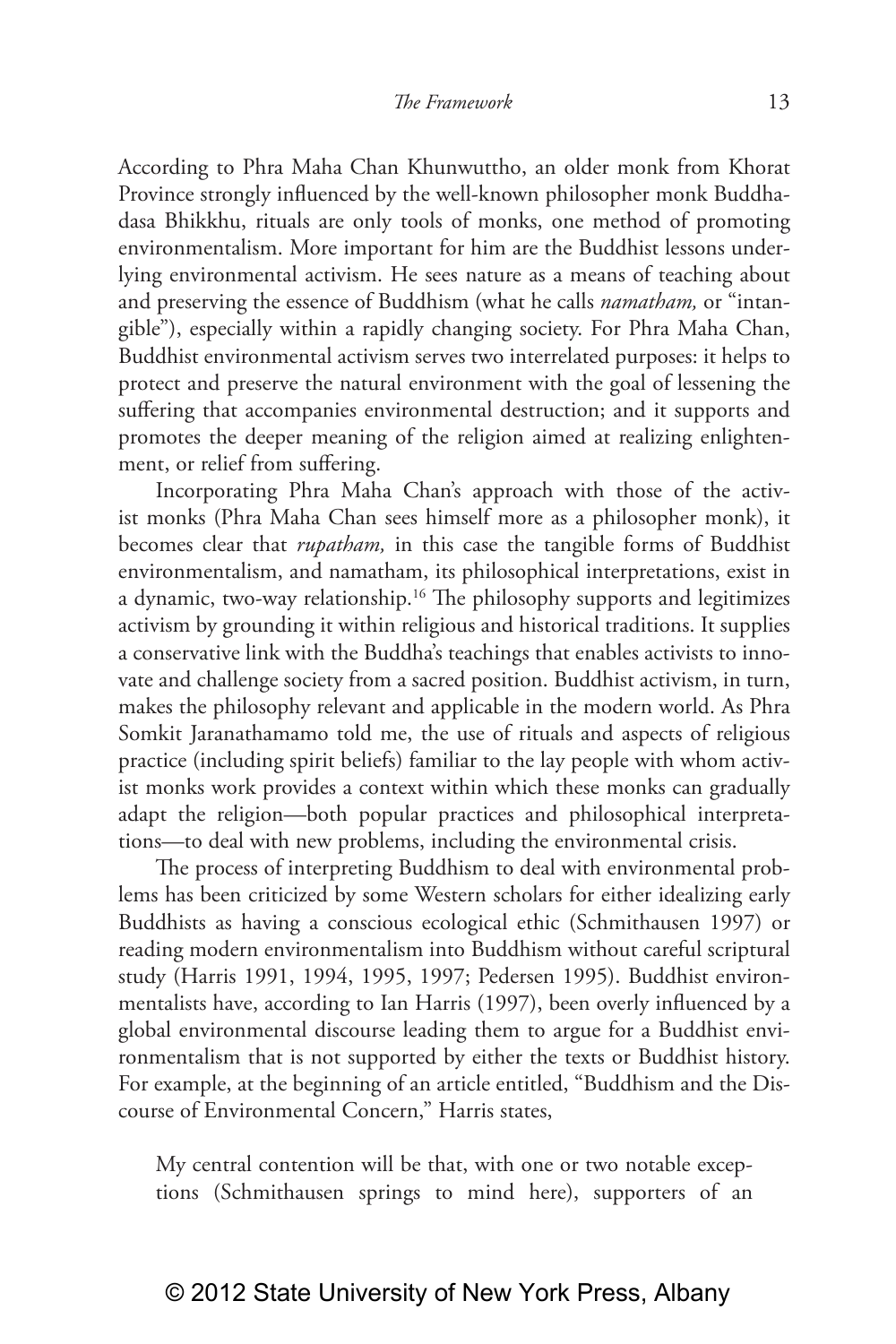According to Phra Maha Chan Khunwuttho, an older monk from Khorat Province strongly influenced by the well-known philosopher monk Buddhadasa Bhikkhu, rituals are only tools of monks, one method of promoting environmentalism. More important for him are the Buddhist lessons underlying environmental activism. He sees nature as a means of teaching about and preserving the essence of Buddhism (what he calls *namatham,* or "intangible"), especially within a rapidly changing society. For Phra Maha Chan, Buddhist environmental activism serves two interrelated purposes: it helps to protect and preserve the natural environment with the goal of lessening the suffering that accompanies environmental destruction; and it supports and promotes the deeper meaning of the religion aimed at realizing enlightenment, or relief from suffering.

Incorporating Phra Maha Chan's approach with those of the activist monks (Phra Maha Chan sees himself more as a philosopher monk), it becomes clear that *rupatham,* in this case the tangible forms of Buddhist environmentalism, and namatham, its philosophical interpretations, exist in a dynamic, two-way relationship.[16] The philosophy supports and legitimizes activism by grounding it within religious and historical traditions. It supplies a conservative link with the Buddha's teachings that enables activists to innovate and challenge society from a sacred position. Buddhist activism, in turn, makes the philosophy relevant and applicable in the modern world. As Phra Somkit Jaranathamamo told me, the use of rituals and aspects of religious practice (including spirit beliefs) familiar to the lay people with whom activist monks work provides a context within which these monks can gradually adapt the religion—both popular practices and philosophical interpretations—to deal with new problems, including the environmental crisis.

The process of interpreting Buddhism to deal with environmental problems has been criticized by some Western scholars for either idealizing early Buddhists as having a conscious ecological ethic (Schmithausen 1997) or reading modern environmentalism into Buddhism without careful scriptural study (Harris 1991, 1994, 1995, 1997; Pedersen 1995). Buddhist environmentalists have, according to Ian Harris (1997), been overly influenced by a global environmental discourse leading them to argue for a Buddhist environmentalism that is not supported by either the texts or Buddhist history. For example, at the beginning of an article entitled, "Buddhism and the Discourse of Environmental Concern," Harris states,

> My central contention will be that, with one or two notable exceptions (Schmithausen springs to mind here), supporters of an

© 2012 State University of New York Press, Albany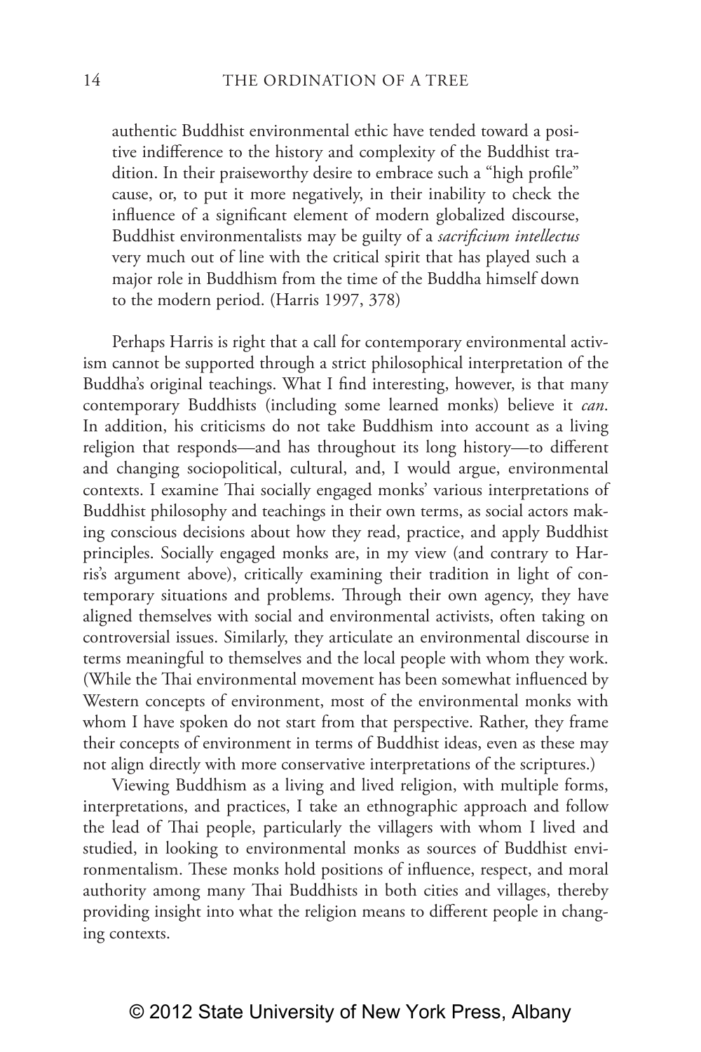> authentic Buddhist environmental ethic have tended toward a positive indifference to the history and complexity of the Buddhist tradition. In their praiseworthy desire to embrace such a "high profile" cause, or, to put it more negatively, in their inability to check the influence of a significant element of modern globalized discourse, Buddhist environmentalists may be guilty of a *sacrificium intellectus* very much out of line with the critical spirit that has played such a major role in Buddhism from the time of the Buddha himself down to the modern period. (Harris 1997, 378)

Perhaps Harris is right that a call for contemporary environmental activism cannot be supported through a strict philosophical interpretation of the Buddha's original teachings. What I find interesting, however, is that many contemporary Buddhists (including some learned monks) believe it *can*. In addition, his criticisms do not take Buddhism into account as a living religion that responds—and has throughout its long history—to different and changing sociopolitical, cultural, and, I would argue, environmental contexts. I examine Thai socially engaged monks' various interpretations of Buddhist philosophy and teachings in their own terms, as social actors making conscious decisions about how they read, practice, and apply Buddhist principles. Socially engaged monks are, in my view (and contrary to Harris's argument above), critically examining their tradition in light of contemporary situations and problems. Through their own agency, they have aligned themselves with social and environmental activists, often taking on controversial issues. Similarly, they articulate an environmental discourse in terms meaningful to themselves and the local people with whom they work. (While the Thai environmental movement has been somewhat influenced by Western concepts of environment, most of the environmental monks with whom I have spoken do not start from that perspective. Rather, they frame their concepts of environment in terms of Buddhist ideas, even as these may not align directly with more conservative interpretations of the scriptures.)

Viewing Buddhism as a living and lived religion, with multiple forms, interpretations, and practices, I take an ethnographic approach and follow the lead of Thai people, particularly the villagers with whom I lived and studied, in looking to environmental monks as sources of Buddhist environmentalism. These monks hold positions of influence, respect, and moral authority among many Thai Buddhists in both cities and villages, thereby providing insight into what the religion means to different people in changing contexts.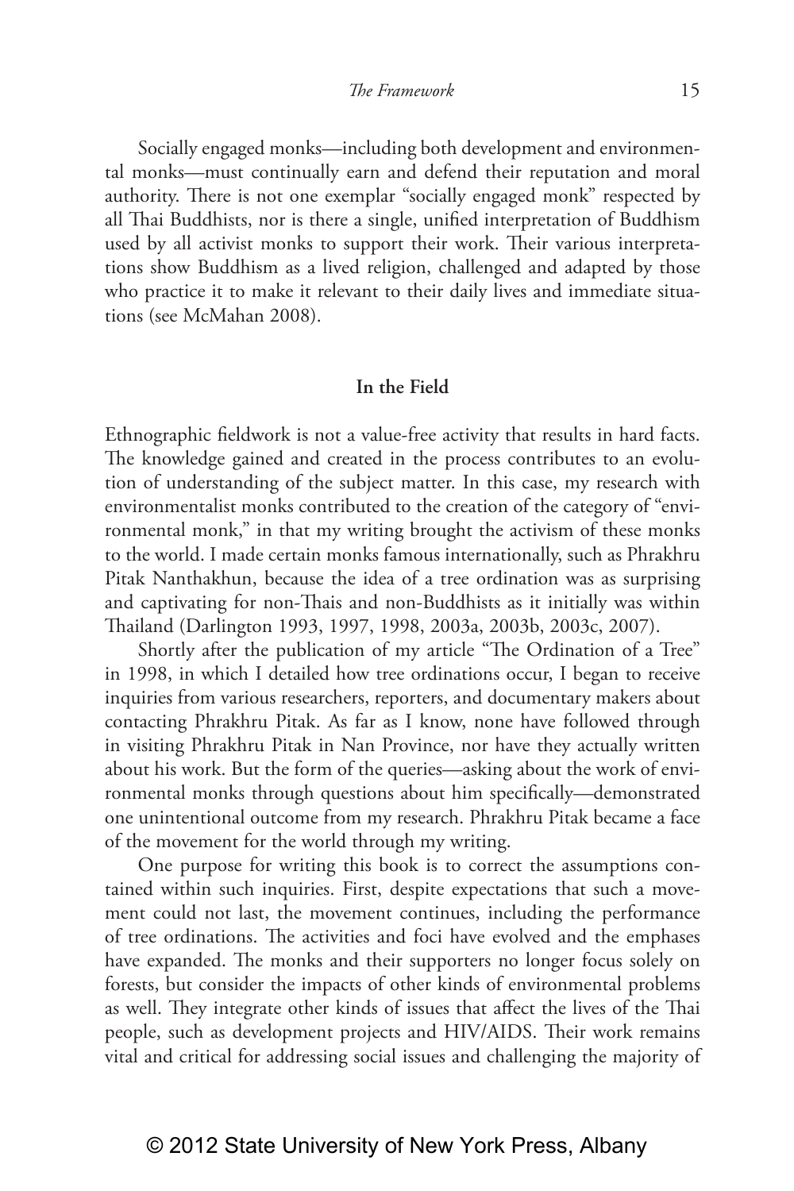Socially engaged monks—including both development and environmental monks—must continually earn and defend their reputation and moral authority. There is not one exemplar "socially engaged monk" respected by all Thai Buddhists, nor is there a single, unified interpretation of Buddhism used by all activist monks to support their work. Their various interpretations show Buddhism as a lived religion, challenged and adapted by those who practice it to make it relevant to their daily lives and immediate situations (see McMahan 2008).

## In the Field

Ethnographic fieldwork is not a value-free activity that results in hard facts. The knowledge gained and created in the process contributes to an evolution of understanding of the subject matter. In this case, my research with environmentalist monks contributed to the creation of the category of "environmental monk," in that my writing brought the activism of these monks to the world. I made certain monks famous internationally, such as Phrakhru Pitak Nanthakhun, because the idea of a tree ordination was as surprising and captivating for non-Thais and non-Buddhists as it initially was within Thailand (Darlington 1993, 1997, 1998, 2003a, 2003b, 2003c, 2007).

Shortly after the publication of my article "The Ordination of a Tree" in 1998, in which I detailed how tree ordinations occur, I began to receive inquiries from various researchers, reporters, and documentary makers about contacting Phrakhru Pitak. As far as I know, none have followed through in visiting Phrakhru Pitak in Nan Province, nor have they actually written about his work. But the form of the queries—asking about the work of environmental monks through questions about him specifically—demonstrated one unintentional outcome from my research. Phrakhru Pitak became a face of the movement for the world through my writing.

One purpose for writing this book is to correct the assumptions contained within such inquiries. First, despite expectations that such a movement could not last, the movement continues, including the performance of tree ordinations. The activities and foci have evolved and the emphases have expanded. The monks and their supporters no longer focus solely on forests, but consider the impacts of other kinds of environmental problems as well. They integrate other kinds of issues that affect the lives of the Thai people, such as development projects and HIV/AIDS. Their work remains vital and critical for addressing social issues and challenging the majority of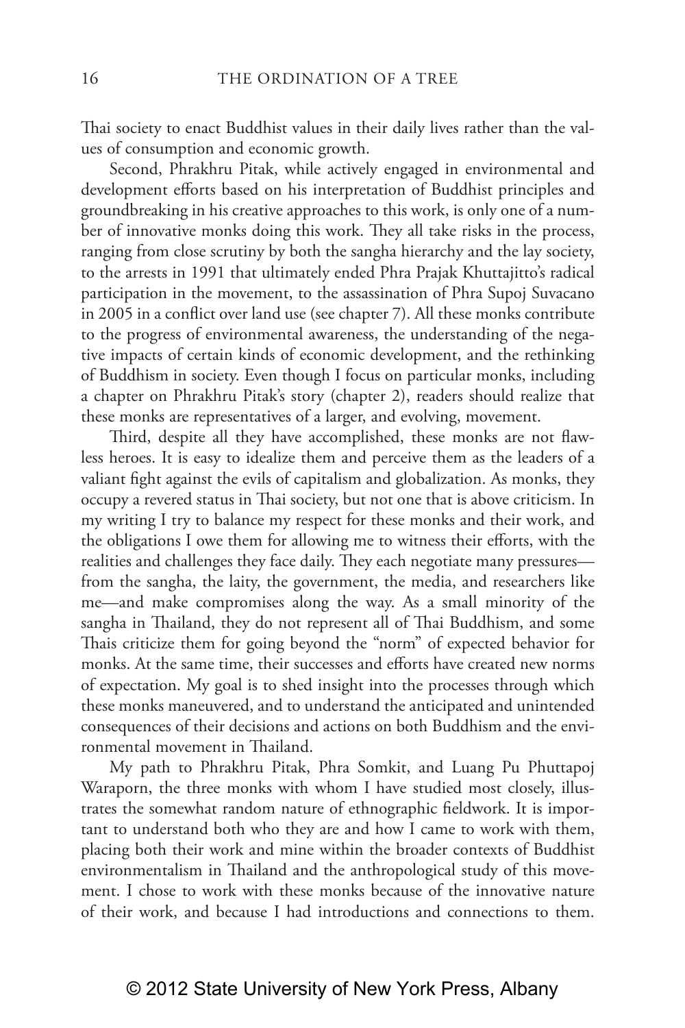Thai society to enact Buddhist values in their daily lives rather than the values of consumption and economic growth.

Second, Phrakhru Pitak, while actively engaged in environmental and development efforts based on his interpretation of Buddhist principles and groundbreaking in his creative approaches to this work, is only one of a number of innovative monks doing this work. They all take risks in the process, ranging from close scrutiny by both the sangha hierarchy and the lay society, to the arrests in 1991 that ultimately ended Phra Prajak Khuttajitto's radical participation in the movement, to the assassination of Phra Supoj Suvacano in 2005 in a conflict over land use (see chapter 7). All these monks contribute to the progress of environmental awareness, the understanding of the negative impacts of certain kinds of economic development, and the rethinking of Buddhism in society. Even though I focus on particular monks, including a chapter on Phrakhru Pitak's story (chapter 2), readers should realize that these monks are representatives of a larger, and evolving, movement.

Third, despite all they have accomplished, these monks are not flawless heroes. It is easy to idealize them and perceive them as the leaders of a valiant fight against the evils of capitalism and globalization. As monks, they occupy a revered status in Thai society, but not one that is above criticism. In my writing I try to balance my respect for these monks and their work, and the obligations I owe them for allowing me to witness their efforts, with the realities and challenges they face daily. They each negotiate many pressures—from the sangha, the laity, the government, the media, and researchers like me—and make compromises along the way. As a small minority of the sangha in Thailand, they do not represent all of Thai Buddhism, and some Thais criticize them for going beyond the "norm" of expected behavior for monks. At the same time, their successes and efforts have created new norms of expectation. My goal is to shed insight into the processes through which these monks maneuvered, and to understand the anticipated and unintended consequences of their decisions and actions on both Buddhism and the environmental movement in Thailand.

My path to Phrakhru Pitak, Phra Somkit, and Luang Pu Phuttapoj Waraporn, the three monks with whom I have studied most closely, illustrates the somewhat random nature of ethnographic fieldwork. It is important to understand both who they are and how I came to work with them, placing both their work and mine within the broader contexts of Buddhist environmentalism in Thailand and the anthropological study of this movement. I chose to work with these monks because of the innovative nature of their work, and because I had introductions and connections to them.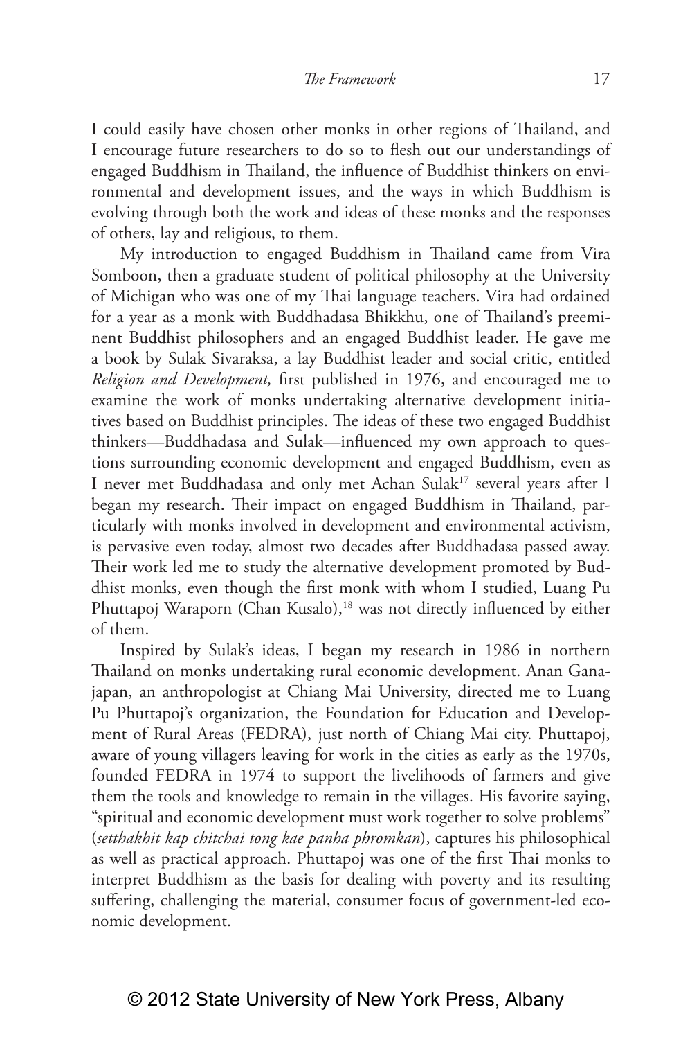I could easily have chosen other monks in other regions of Thailand, and I encourage future researchers to do so to flesh out our understandings of engaged Buddhism in Thailand, the influence of Buddhist thinkers on environmental and development issues, and the ways in which Buddhism is evolving through both the work and ideas of these monks and the responses of others, lay and religious, to them.

My introduction to engaged Buddhism in Thailand came from Vira Somboon, then a graduate student of political philosophy at the University of Michigan who was one of my Thai language teachers. Vira had ordained for a year as a monk with Buddhadasa Bhikkhu, one of Thailand's preeminent Buddhist philosophers and an engaged Buddhist leader. He gave me a book by Sulak Sivaraksa, a lay Buddhist leader and social critic, entitled *Religion and Development,* first published in 1976, and encouraged me to examine the work of monks undertaking alternative development initiatives based on Buddhist principles. The ideas of these two engaged Buddhist thinkers—Buddhadasa and Sulak—influenced my own approach to questions surrounding economic development and engaged Buddhism, even as I never met Buddhadasa and only met Achan Sulak[17] several years after I began my research. Their impact on engaged Buddhism in Thailand, particularly with monks involved in development and environmental activism, is pervasive even today, almost two decades after Buddhadasa passed away. Their work led me to study the alternative development promoted by Buddhist monks, even though the first monk with whom I studied, Luang Pu Phuttapoj Waraporn (Chan Kusalo),[18] was not directly influenced by either of them.

Inspired by Sulak's ideas, I began my research in 1986 in northern Thailand on monks undertaking rural economic development. Anan Ganajapan, an anthropologist at Chiang Mai University, directed me to Luang Pu Phuttapoj's organization, the Foundation for Education and Development of Rural Areas (FEDRA), just north of Chiang Mai city. Phuttapoj, aware of young villagers leaving for work in the cities as early as the 1970s, founded FEDRA in 1974 to support the livelihoods of farmers and give them the tools and knowledge to remain in the villages. His favorite saying, "spiritual and economic development must work together to solve problems" (*setthakhit kap chitchai tong kae panha phromkan*), captures his philosophical as well as practical approach. Phuttapoj was one of the first Thai monks to interpret Buddhism as the basis for dealing with poverty and its resulting suffering, challenging the material, consumer focus of government-led economic development.

© 2012 State University of New York Press, Albany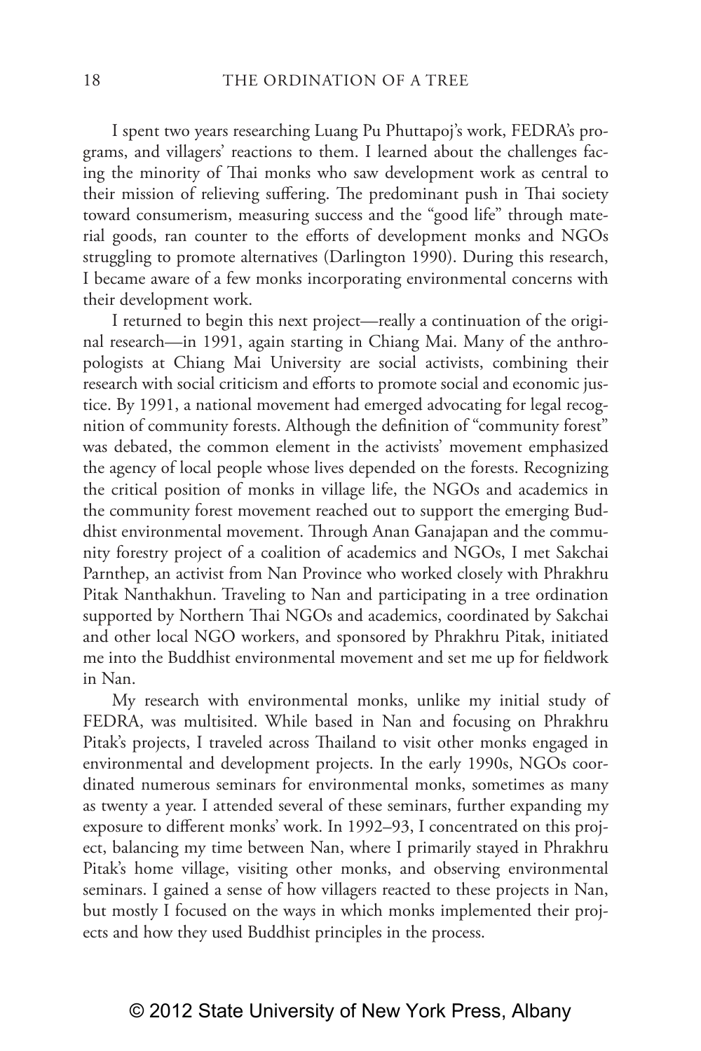I spent two years researching Luang Pu Phuttapoj's work, FEDRA's programs, and villagers' reactions to them. I learned about the challenges facing the minority of Thai monks who saw development work as central to their mission of relieving suffering. The predominant push in Thai society toward consumerism, measuring success and the "good life" through material goods, ran counter to the efforts of development monks and NGOs struggling to promote alternatives (Darlington 1990). During this research, I became aware of a few monks incorporating environmental concerns with their development work.

I returned to begin this next project—really a continuation of the original research—in 1991, again starting in Chiang Mai. Many of the anthropologists at Chiang Mai University are social activists, combining their research with social criticism and efforts to promote social and economic justice. By 1991, a national movement had emerged advocating for legal recognition of community forests. Although the definition of "community forest" was debated, the common element in the activists' movement emphasized the agency of local people whose lives depended on the forests. Recognizing the critical position of monks in village life, the NGOs and academics in the community forest movement reached out to support the emerging Buddhist environmental movement. Through Anan Ganajapan and the community forestry project of a coalition of academics and NGOs, I met Sakchai Parnthep, an activist from Nan Province who worked closely with Phrakhru Pitak Nanthakhun. Traveling to Nan and participating in a tree ordination supported by Northern Thai NGOs and academics, coordinated by Sakchai and other local NGO workers, and sponsored by Phrakhru Pitak, initiated me into the Buddhist environmental movement and set me up for fieldwork in Nan.

My research with environmental monks, unlike my initial study of FEDRA, was multisited. While based in Nan and focusing on Phrakhru Pitak's projects, I traveled across Thailand to visit other monks engaged in environmental and development projects. In the early 1990s, NGOs coordinated numerous seminars for environmental monks, sometimes as many as twenty a year. I attended several of these seminars, further expanding my exposure to different monks' work. In 1992–93, I concentrated on this project, balancing my time between Nan, where I primarily stayed in Phrakhru Pitak's home village, visiting other monks, and observing environmental seminars. I gained a sense of how villagers reacted to these projects in Nan, but mostly I focused on the ways in which monks implemented their projects and how they used Buddhist principles in the process.

© 2012 State University of New York Press, Albany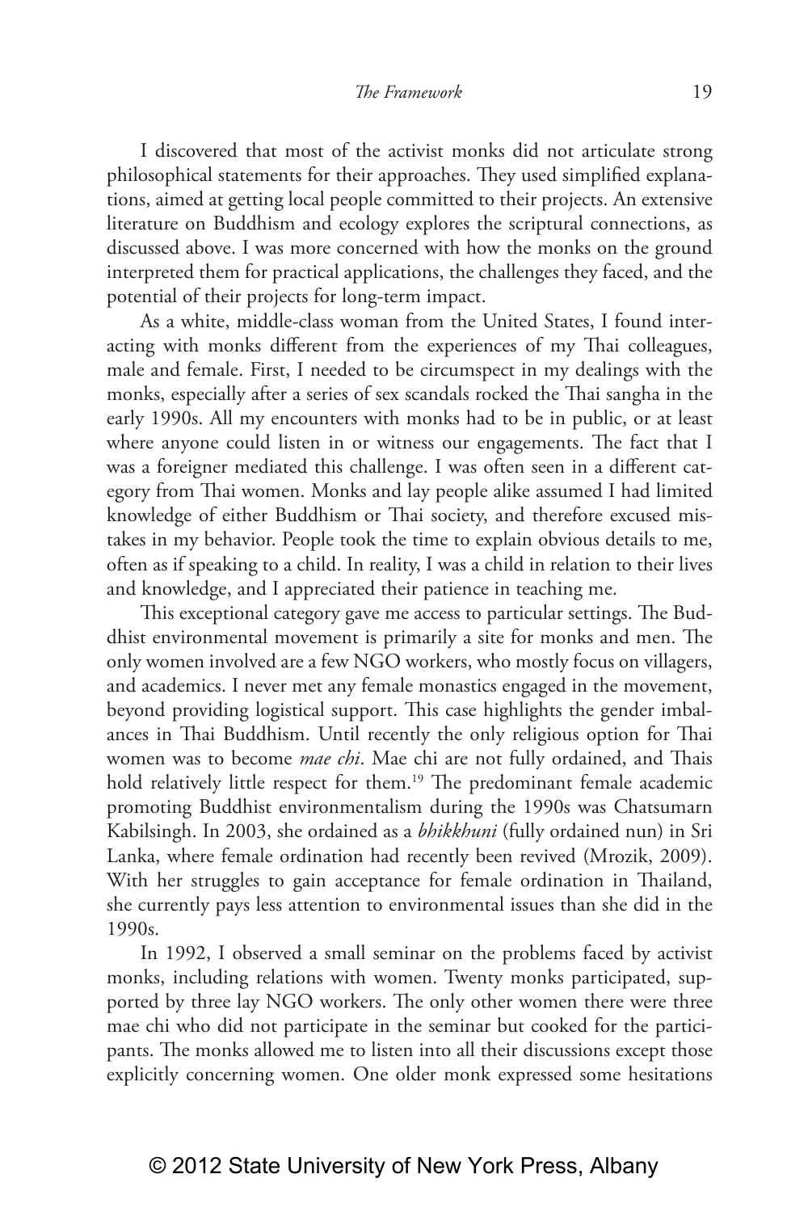I discovered that most of the activist monks did not articulate strong philosophical statements for their approaches. They used simplified explanations, aimed at getting local people committed to their projects. An extensive literature on Buddhism and ecology explores the scriptural connections, as discussed above. I was more concerned with how the monks on the ground interpreted them for practical applications, the challenges they faced, and the potential of their projects for long-term impact.

As a white, middle-class woman from the United States, I found interacting with monks different from the experiences of my Thai colleagues, male and female. First, I needed to be circumspect in my dealings with the monks, especially after a series of sex scandals rocked the Thai sangha in the early 1990s. All my encounters with monks had to be in public, or at least where anyone could listen in or witness our engagements. The fact that I was a foreigner mediated this challenge. I was often seen in a different category from Thai women. Monks and lay people alike assumed I had limited knowledge of either Buddhism or Thai society, and therefore excused mistakes in my behavior. People took the time to explain obvious details to me, often as if speaking to a child. In reality, I was a child in relation to their lives and knowledge, and I appreciated their patience in teaching me.

This exceptional category gave me access to particular settings. The Buddhist environmental movement is primarily a site for monks and men. The only women involved are a few NGO workers, who mostly focus on villagers, and academics. I never met any female monastics engaged in the movement, beyond providing logistical support. This case highlights the gender imbalances in Thai Buddhism. Until recently the only religious option for Thai women was to become *mae chi*. Mae chi are not fully ordained, and Thais hold relatively little respect for them.[19] The predominant female academic promoting Buddhist environmentalism during the 1990s was Chatsumarn Kabilsingh. In 2003, she ordained as a *bhikkhuni* (fully ordained nun) in Sri Lanka, where female ordination had recently been revived (Mrozik, 2009). With her struggles to gain acceptance for female ordination in Thailand, she currently pays less attention to environmental issues than she did in the 1990s.

In 1992, I observed a small seminar on the problems faced by activist monks, including relations with women. Twenty monks participated, supported by three lay NGO workers. The only other women there were three mae chi who did not participate in the seminar but cooked for the participants. The monks allowed me to listen into all their discussions except those explicitly concerning women. One older monk expressed some hesitations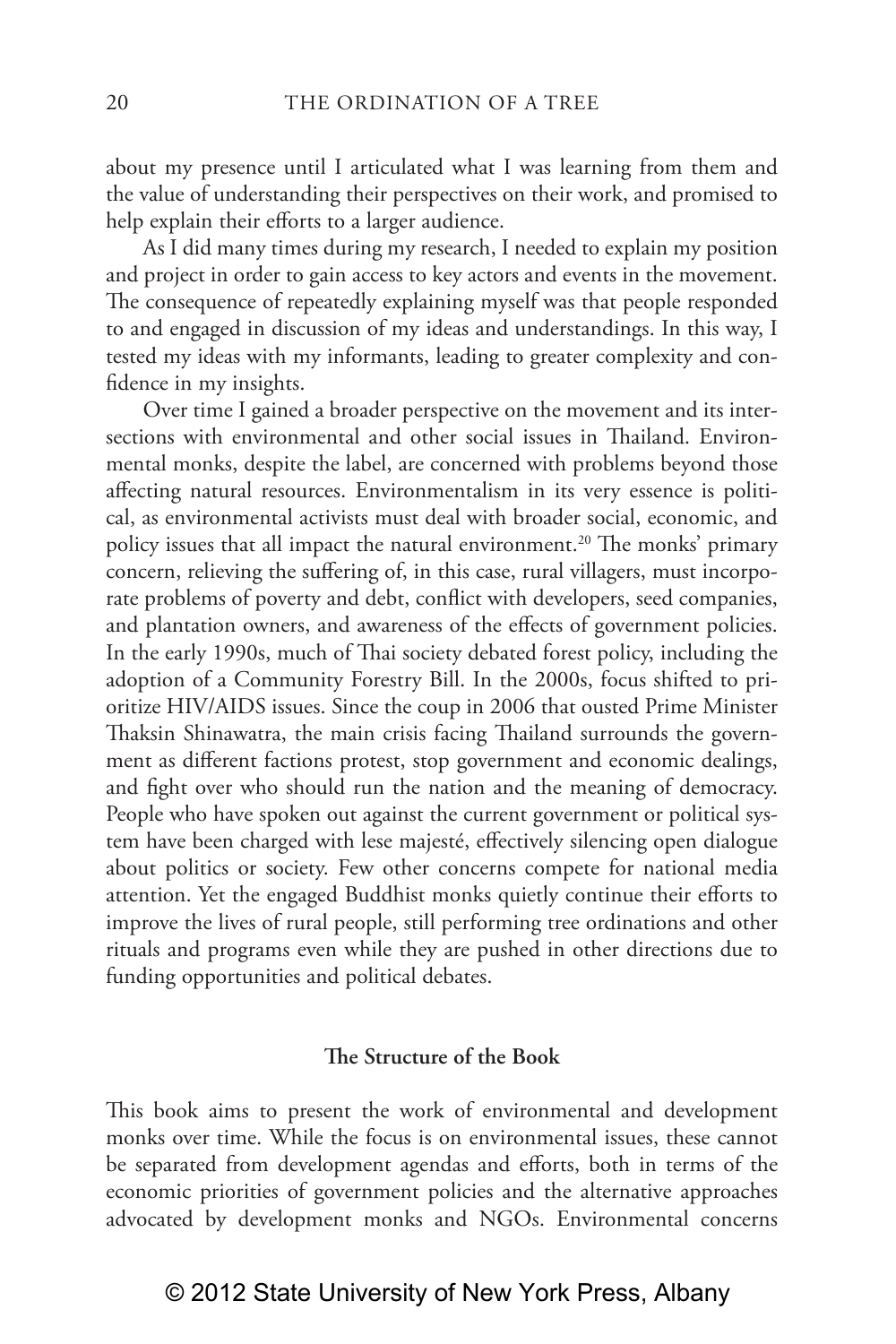about my presence until I articulated what I was learning from them and the value of understanding their perspectives on their work, and promised to help explain their efforts to a larger audience.

As I did many times during my research, I needed to explain my position and project in order to gain access to key actors and events in the movement. The consequence of repeatedly explaining myself was that people responded to and engaged in discussion of my ideas and understandings. In this way, I tested my ideas with my informants, leading to greater complexity and confidence in my insights.

Over time I gained a broader perspective on the movement and its intersections with environmental and other social issues in Thailand. Environmental monks, despite the label, are concerned with problems beyond those affecting natural resources. Environmentalism in its very essence is political, as environmental activists must deal with broader social, economic, and policy issues that all impact the natural environment.[20] The monks' primary concern, relieving the suffering of, in this case, rural villagers, must incorporate problems of poverty and debt, conflict with developers, seed companies, and plantation owners, and awareness of the effects of government policies. In the early 1990s, much of Thai society debated forest policy, including the adoption of a Community Forestry Bill. In the 2000s, focus shifted to prioritize HIV/AIDS issues. Since the coup in 2006 that ousted Prime Minister Thaksin Shinawatra, the main crisis facing Thailand surrounds the government as different factions protest, stop government and economic dealings, and fight over who should run the nation and the meaning of democracy. People who have spoken out against the current government or political system have been charged with lese majesté, effectively silencing open dialogue about politics or society. Few other concerns compete for national media attention. Yet the engaged Buddhist monks quietly continue their efforts to improve the lives of rural people, still performing tree ordinations and other rituals and programs even while they are pushed in other directions due to funding opportunities and political debates.

### The Structure of the Book

This book aims to present the work of environmental and development monks over time. While the focus is on environmental issues, these cannot be separated from development agendas and efforts, both in terms of the economic priorities of government policies and the alternative approaches advocated by development monks and NGOs. Environmental concerns

© 2012 State University of New York Press, Albany